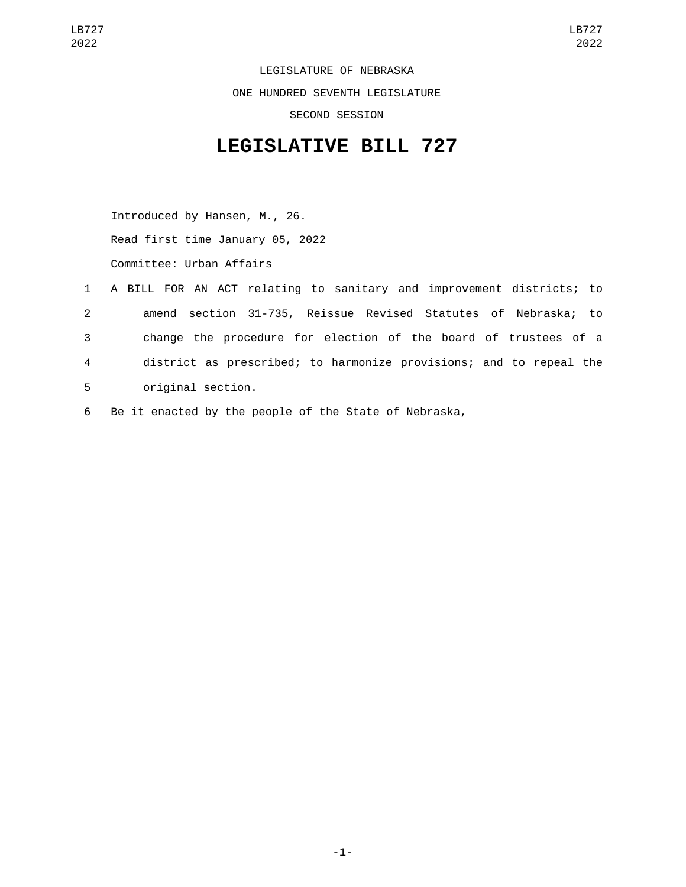LEGISLATURE OF NEBRASKA

ONE HUNDRED SEVENTH LEGISLATURE

SECOND SESSION

# LEGISLATIVE BILL 727

Introduced by Hansen, M., 26.

Read first time January 05, 2022

Committee: Urban Affairs

A BILL FOR AN ACT relating to sanitary and improvement districts; to amend section 31-735, Reissue Revised Statutes of Nebraska; to change the procedure for election of the board of trustees of a district as prescribed; to harmonize provisions; and to repeal the original section.

Be it enacted by the people of the State of Nebraska,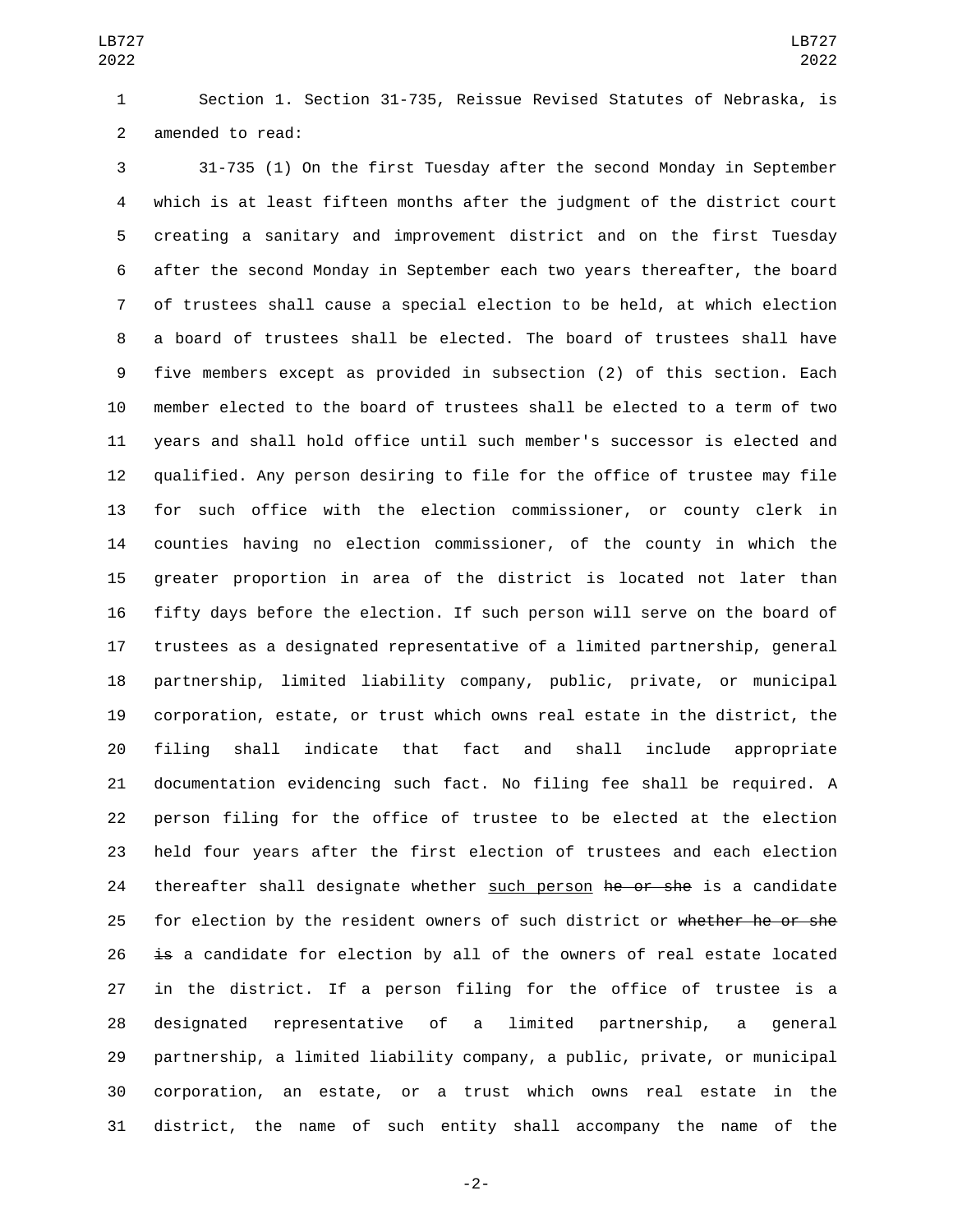Section 1. Section 31-735, Reissue Revised Statutes of Nebraska, is amended to read:

31-735 (1) On the first Tuesday after the second Monday in September which is at least fifteen months after the judgment of the district court creating a sanitary and improvement district and on the first Tuesday after the second Monday in September each two years thereafter, the board of trustees shall cause a special election to be held, at which election a board of trustees shall be elected. The board of trustees shall have five members except as provided in subsection (2) of this section. Each member elected to the board of trustees shall be elected to a term of two years and shall hold office until such member's successor is elected and qualified. Any person desiring to file for the office of trustee may file for such office with the election commissioner, or county clerk in counties having no election commissioner, of the county in which the greater proportion in area of the district is located not later than fifty days before the election. If such person will serve on the board of trustees as a designated representative of a limited partnership, general partnership, limited liability company, public, private, or municipal corporation, estate, or trust which owns real estate in the district, the filing shall indicate that fact and shall include appropriate documentation evidencing such fact. No filing fee shall be required. A person filing for the office of trustee to be elected at the election held four years after the first election of trustees and each election thereafter shall designate whether <u>such person</u> ~~he or she~~ is a candidate for election by the resident owners of such district or ~~whether he or she is~~ a candidate for election by all of the owners of real estate located in the district. If a person filing for the office of trustee is a designated representative of a limited partnership, a general partnership, a limited liability company, a public, private, or municipal corporation, an estate, or a trust which owns real estate in the district, the name of such entity shall accompany the name of the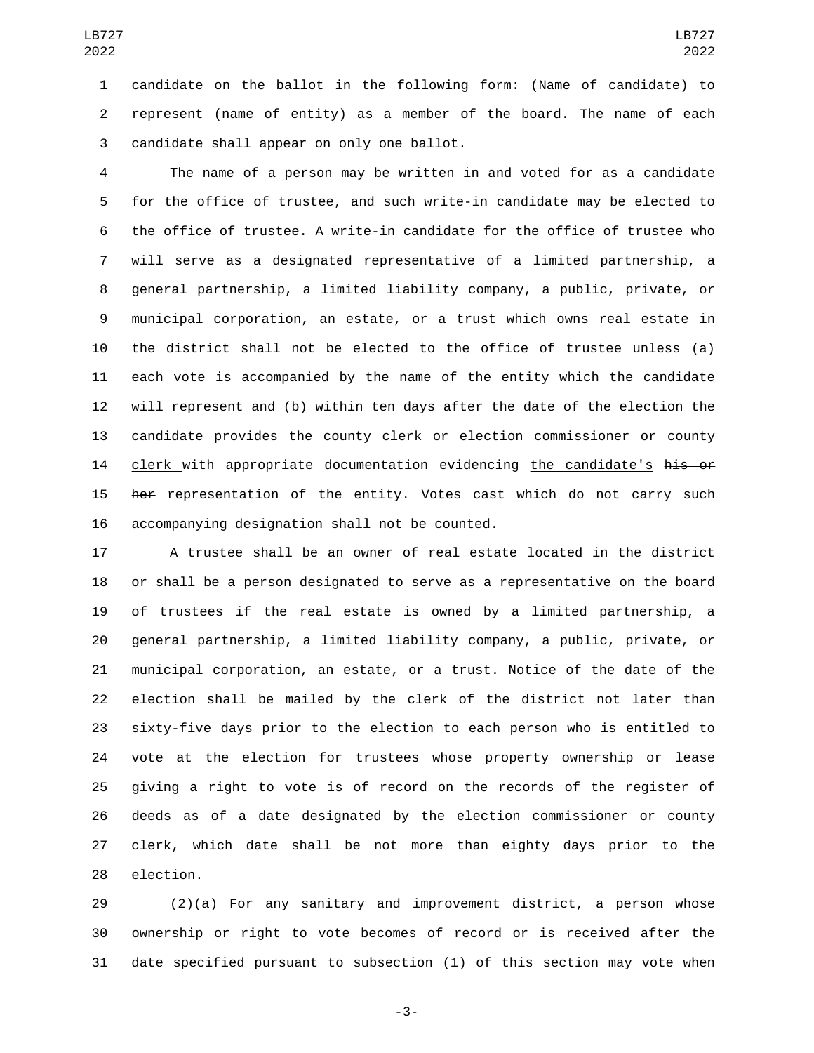candidate on the ballot in the following form: (Name of candidate) to represent (name of entity) as a member of the board. The name of each candidate shall appear on only one ballot.

The name of a person may be written in and voted for as a candidate for the office of trustee, and such write-in candidate may be elected to the office of trustee. A write-in candidate for the office of trustee who will serve as a designated representative of a limited partnership, a general partnership, a limited liability company, a public, private, or municipal corporation, an estate, or a trust which owns real estate in the district shall not be elected to the office of trustee unless (a) each vote is accompanied by the name of the entity which the candidate will represent and (b) within ten days after the date of the election the candidate provides the ~~county clerk or~~ election commissioner <u>or county clerk</u> with appropriate documentation evidencing <u>the candidate's</u> ~~his or her~~ representation of the entity. Votes cast which do not carry such accompanying designation shall not be counted.

A trustee shall be an owner of real estate located in the district or shall be a person designated to serve as a representative on the board of trustees if the real estate is owned by a limited partnership, a general partnership, a limited liability company, a public, private, or municipal corporation, an estate, or a trust. Notice of the date of the election shall be mailed by the clerk of the district not later than sixty-five days prior to the election to each person who is entitled to vote at the election for trustees whose property ownership or lease giving a right to vote is of record on the records of the register of deeds as of a date designated by the election commissioner or county clerk, which date shall be not more than eighty days prior to the election.

(2)(a) For any sanitary and improvement district, a person whose ownership or right to vote becomes of record or is received after the date specified pursuant to subsection (1) of this section may vote when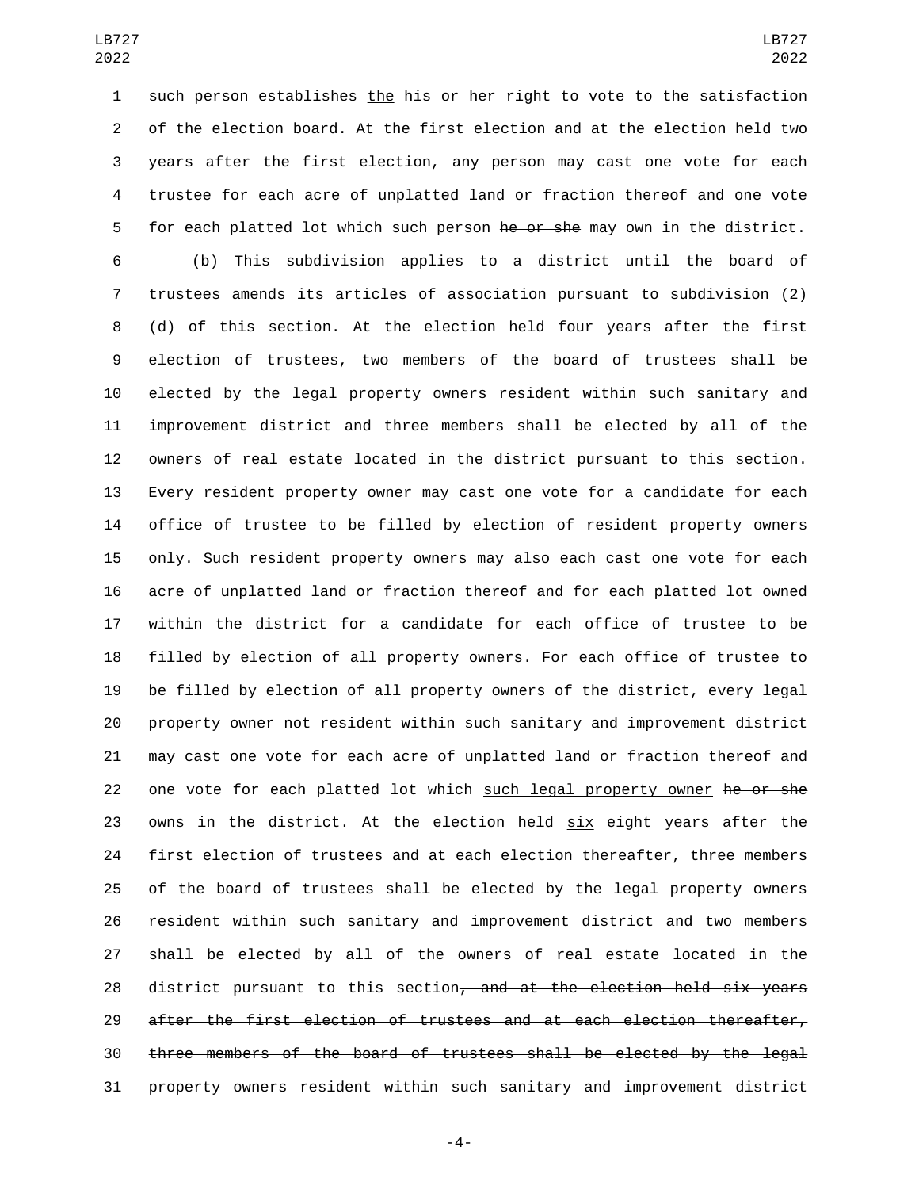such person establishes the ~~his or her~~ right to vote to the satisfaction of the election board. At the first election and at the election held two years after the first election, any person may cast one vote for each trustee for each acre of unplatted land or fraction thereof and one vote for each platted lot which such person ~~he or she~~ may own in the district.

(b) This subdivision applies to a district until the board of trustees amends its articles of association pursuant to subdivision (2)(d) of this section. At the election held four years after the first election of trustees, two members of the board of trustees shall be elected by the legal property owners resident within such sanitary and improvement district and three members shall be elected by all of the owners of real estate located in the district pursuant to this section. Every resident property owner may cast one vote for a candidate for each office of trustee to be filled by election of resident property owners only. Such resident property owners may also each cast one vote for each acre of unplatted land or fraction thereof and for each platted lot owned within the district for a candidate for each office of trustee to be filled by election of all property owners. For each office of trustee to be filled by election of all property owners of the district, every legal property owner not resident within such sanitary and improvement district may cast one vote for each acre of unplatted land or fraction thereof and one vote for each platted lot which such legal property owner ~~he or she~~ owns in the district. At the election held six ~~eight~~ years after the first election of trustees and at each election thereafter, three members of the board of trustees shall be elected by the legal property owners resident within such sanitary and improvement district and two members shall be elected by all of the owners of real estate located in the district pursuant to this section~~, and at the election held six years after the first election of trustees and at each election thereafter, three members of the board of trustees shall be elected by the legal property owners resident within such sanitary and improvement district~~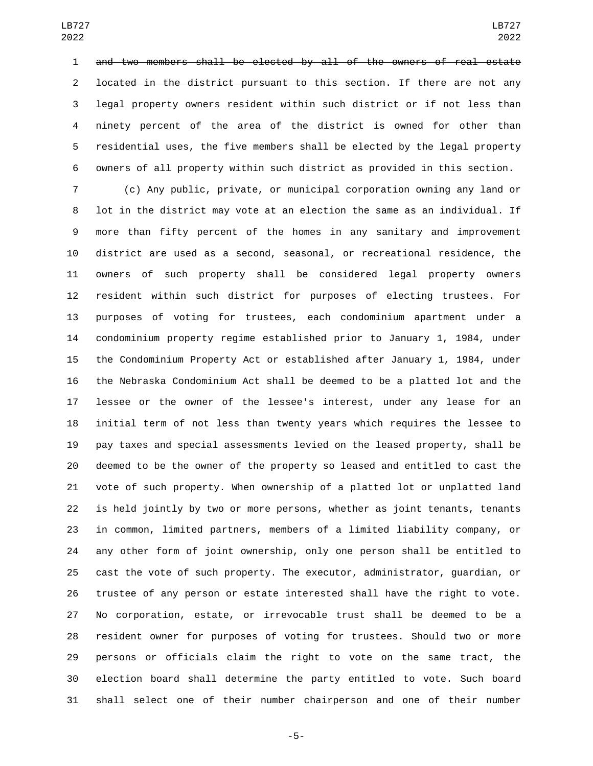~~and two members shall be elected by all of the owners of real estate located in the district pursuant to this section~~. If there are not any legal property owners resident within such district or if not less than ninety percent of the area of the district is owned for other than residential uses, the five members shall be elected by the legal property owners of all property within such district as provided in this section.

(c) Any public, private, or municipal corporation owning any land or lot in the district may vote at an election the same as an individual. If more than fifty percent of the homes in any sanitary and improvement district are used as a second, seasonal, or recreational residence, the owners of such property shall be considered legal property owners resident within such district for purposes of electing trustees. For purposes of voting for trustees, each condominium apartment under a condominium property regime established prior to January 1, 1984, under the Condominium Property Act or established after January 1, 1984, under the Nebraska Condominium Act shall be deemed to be a platted lot and the lessee or the owner of the lessee's interest, under any lease for an initial term of not less than twenty years which requires the lessee to pay taxes and special assessments levied on the leased property, shall be deemed to be the owner of the property so leased and entitled to cast the vote of such property. When ownership of a platted lot or unplatted land is held jointly by two or more persons, whether as joint tenants, tenants in common, limited partners, members of a limited liability company, or any other form of joint ownership, only one person shall be entitled to cast the vote of such property. The executor, administrator, guardian, or trustee of any person or estate interested shall have the right to vote. No corporation, estate, or irrevocable trust shall be deemed to be a resident owner for purposes of voting for trustees. Should two or more persons or officials claim the right to vote on the same tract, the election board shall determine the party entitled to vote. Such board shall select one of their number chairperson and one of their number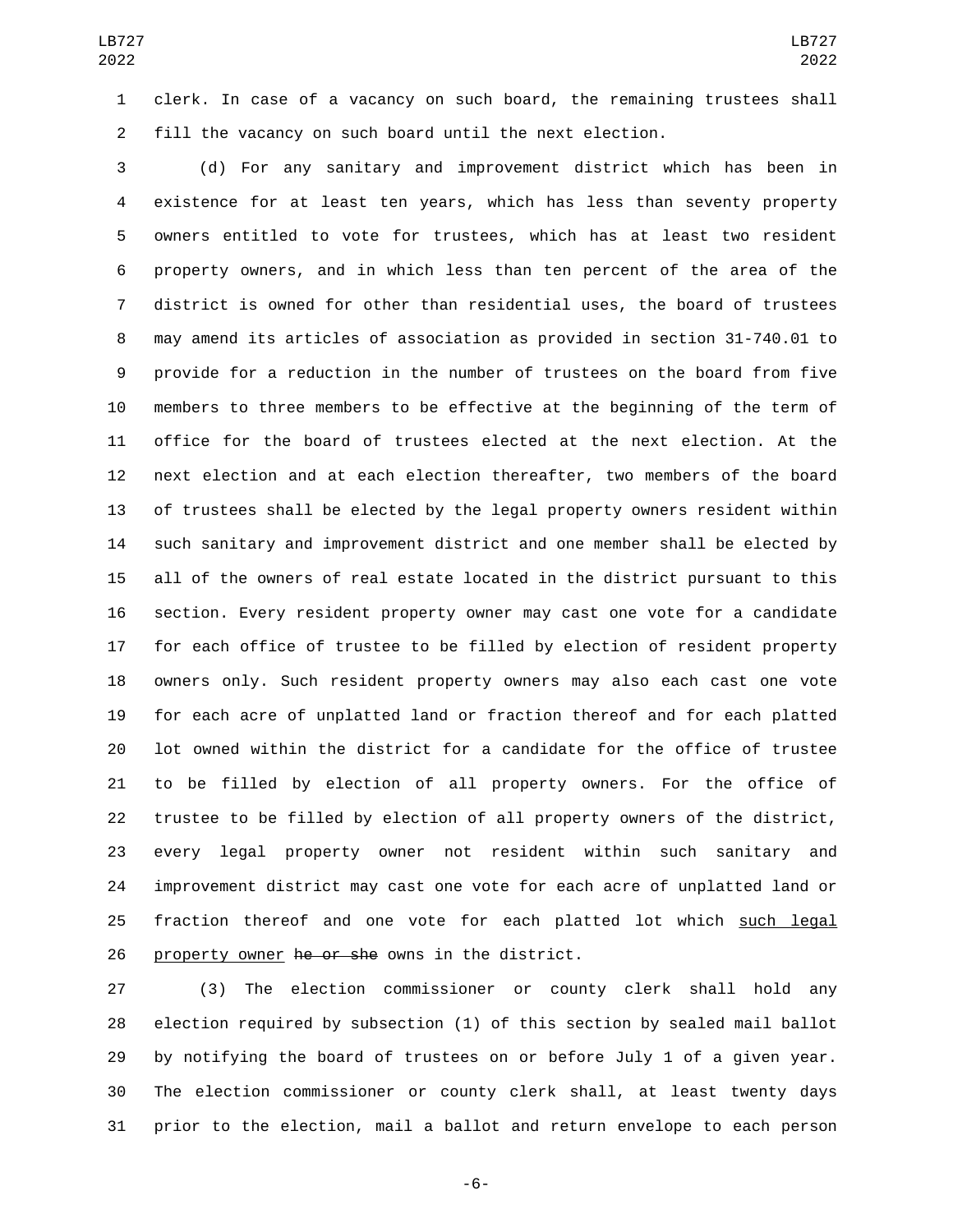clerk. In case of a vacancy on such board, the remaining trustees shall fill the vacancy on such board until the next election.

(d) For any sanitary and improvement district which has been in existence for at least ten years, which has less than seventy property owners entitled to vote for trustees, which has at least two resident property owners, and in which less than ten percent of the area of the district is owned for other than residential uses, the board of trustees may amend its articles of association as provided in section 31-740.01 to provide for a reduction in the number of trustees on the board from five members to three members to be effective at the beginning of the term of office for the board of trustees elected at the next election. At the next election and at each election thereafter, two members of the board of trustees shall be elected by the legal property owners resident within such sanitary and improvement district and one member shall be elected by all of the owners of real estate located in the district pursuant to this section. Every resident property owner may cast one vote for a candidate for each office of trustee to be filled by election of resident property owners only. Such resident property owners may also each cast one vote for each acre of unplatted land or fraction thereof and for each platted lot owned within the district for a candidate for the office of trustee to be filled by election of all property owners. For the office of trustee to be filled by election of all property owners of the district, every legal property owner not resident within such sanitary and improvement district may cast one vote for each acre of unplatted land or fraction thereof and one vote for each platted lot which such legal property owner ~~he or she~~ owns in the district.

(3) The election commissioner or county clerk shall hold any election required by subsection (1) of this section by sealed mail ballot by notifying the board of trustees on or before July 1 of a given year. The election commissioner or county clerk shall, at least twenty days prior to the election, mail a ballot and return envelope to each person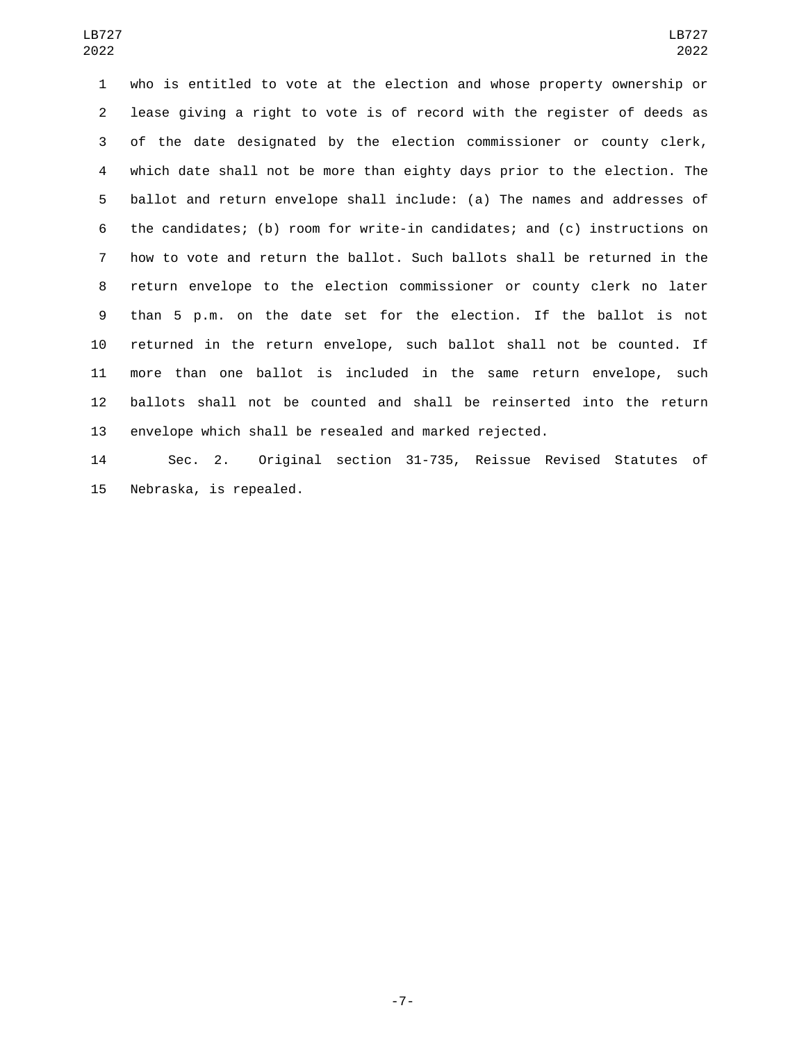who is entitled to vote at the election and whose property ownership or lease giving a right to vote is of record with the register of deeds as of the date designated by the election commissioner or county clerk, which date shall not be more than eighty days prior to the election. The ballot and return envelope shall include: (a) The names and addresses of the candidates; (b) room for write-in candidates; and (c) instructions on how to vote and return the ballot. Such ballots shall be returned in the return envelope to the election commissioner or county clerk no later than 5 p.m. on the date set for the election. If the ballot is not returned in the return envelope, such ballot shall not be counted. If more than one ballot is included in the same return envelope, such ballots shall not be counted and shall be reinserted into the return envelope which shall be resealed and marked rejected.

Sec. 2. Original section 31-735, Reissue Revised Statutes of Nebraska, is repealed.